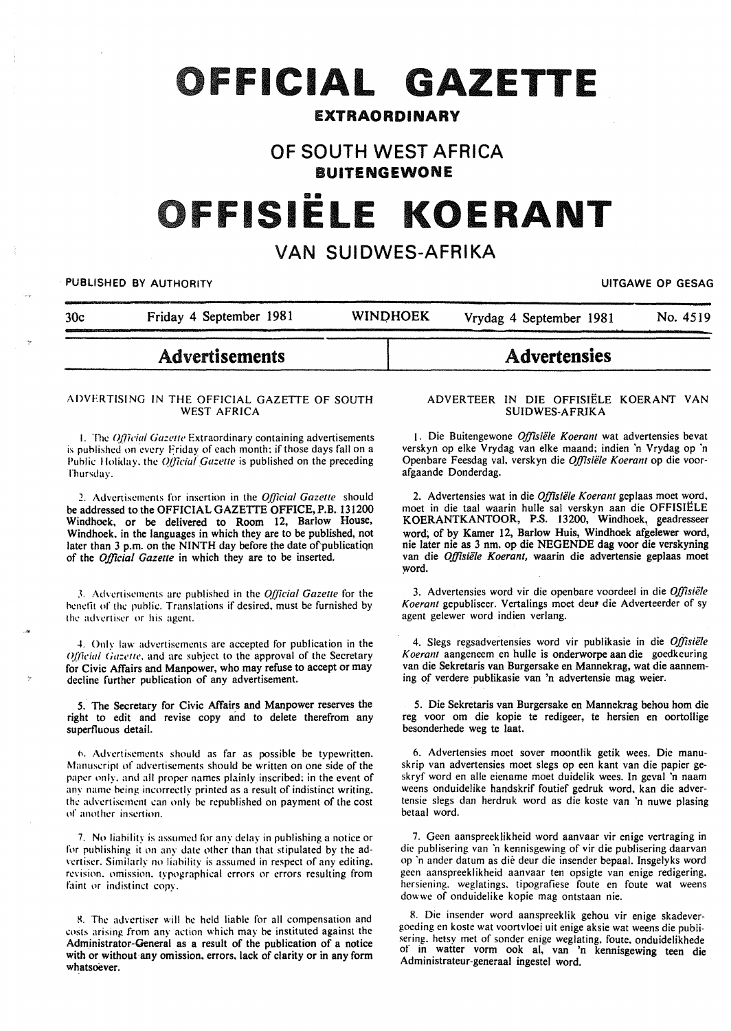# OFFICIAL GAZETTE

## EXTRAORDINARY

## OF SOUTH WEST AFRICA

## BUITENGEWONE

# OFFISIËLE KOERANT

## VAN SUIDWES-AFRIKA

PUBLISHED BY AUTHORITY — UITGAWE OP GESAG

30c — Friday 4 September 1981 — WINDHOEK — Vrydag 4 September 1981 — No. 4519

## Advertisements

### ADVERTISING IN THE OFFICIAL GAZETTE OF SOUTH WEST AFRICA

1. The *Official Gazette* Extraordinary containing advertisements is published on every Friday of each month; if those days fall on a Public Holiday, the *Official Gazette* is published on the preceding Thursday.

2. Advertisements for insertion in the *Official Gazette* should be addressed to the OFFICIAL GAZETTE OFFICE, P.B. 131200 Windhoek, or be delivered to Room 12, Barlow House, Windhoek, in the languages in which they are to be published, not later than 3 p.m. on the NINTH day before the date of publication of the *Official Gazette* in which they are to be inserted.

3. Advertisements are published in the *Official Gazette* for the benefit of the public. Translations if desired, must be furnished by the advertiser or his agent.

4. Only law advertisements are accepted for publication in the *Official Gazette*, and are subject to the approval of the Secretary for Civic Affairs and Manpower, who may refuse to accept or may decline further publication of any advertisement.

5. The Secretary for Civic Affairs and Manpower reserves the right to edit and revise copy and to delete therefrom any superfluous detail.

6. Advertisements should as far as possible be typewritten. Manuscript of advertisements should be written on one side of the paper only, and all proper names plainly inscribed; in the event of any name being incorrectly printed as a result of indistinct writing, the advertisement can only be republished on payment of the cost of another insertion.

7. No liability is assumed for any delay in publishing a notice or for publishing it on any date other than that stipulated by the advertiser. Similarly no liability is assumed in respect of any editing, revision, omission, typographical errors or errors resulting from faint or indistinct copy.

8. The advertiser will be held liable for all compensation and costs arising from any action which may be instituted against the Administrator-General as a result of the publication of a notice with or without any omission, errors, lack of clarity or in any form whatsoever.

## Advertensies

### ADVERTEER IN DIE OFFISIËLE KOERANT VAN SUIDWES-AFRIKA

1. Die Buitengewone *Offisiële Koerant* wat advertensies bevat verskyn op elke Vrydag van elke maand; indien 'n Vrydag op 'n Openbare Feesdag val, verskyn die *Offisiële Koerant* op die voorafgaande Donderdag.

2. Advertensies wat in die *Offisiële Koerant* geplaas moet word, moet in die taal waarin hulle sal verskyn aan die OFFISIËLE KOERANTKANTOOR, P.S. 13200, Windhoek, geadresseer word, of by Kamer 12, Barlow Huis, Windhoek afgelewer word, nie later nie as 3 nm. op die NEGENDE dag voor die verskyning van die *Offisiële Koerant*, waarin die advertensie geplaas moet word.

3. Advertensies word vir die openbare voordeel in die *Offisiële Koerant* gepubliseer. Vertalings moet deur die Adverteerder of sy agent gelewer word indien verlang.

4. Slegs regsadvertensies word vir publikasie in die *Offisiële Koerant* aangeneem en hulle is onderworpe aan die goedkeuring van die Sekretaris van Burgersake en Mannekrag, wat die aanneming of verdere publikasie van 'n advertensie mag weier.

5. Die Sekretaris van Burgersake en Mannekrag behou hom die reg voor om die kopie te redigeer, te hersien en oortollige besonderhede weg te laat.

6. Advertensies moet sover moontlik getik wees. Die manuskrip van advertensies moet slegs op een kant van die papier geskryf word en alle eiename moet duidelik wees. In geval 'n naam weens onduidelike handskrif foutief gedruk word, kan die advertensie slegs dan herdruk word as die koste van 'n nuwe plasing betaal word.

7. Geen aanspreeklikheid word aanvaar vir enige vertraging in die publisering van 'n kennisgewing of vir die publisering daarvan op 'n ander datum as dié deur die insender bepaal. Insgelyks word geen aanspreeklikheid aanvaar ten opsigte van enige redigering, hersiening, weglatings, tipografiese foute en foute wat weens dowwe of onduidelike kopie mag ontstaan nie.

8. Die insender word aanspreeklik gehou vir enige skadevergoeding en koste wat voortvloei uit enige aksie wat weens die publisering, hetsy met of sonder enige weglating, foute, onduidelikhede of in watter vorm ook al, van 'n kennisgewing teen die Administrateur-generaal ingestel word.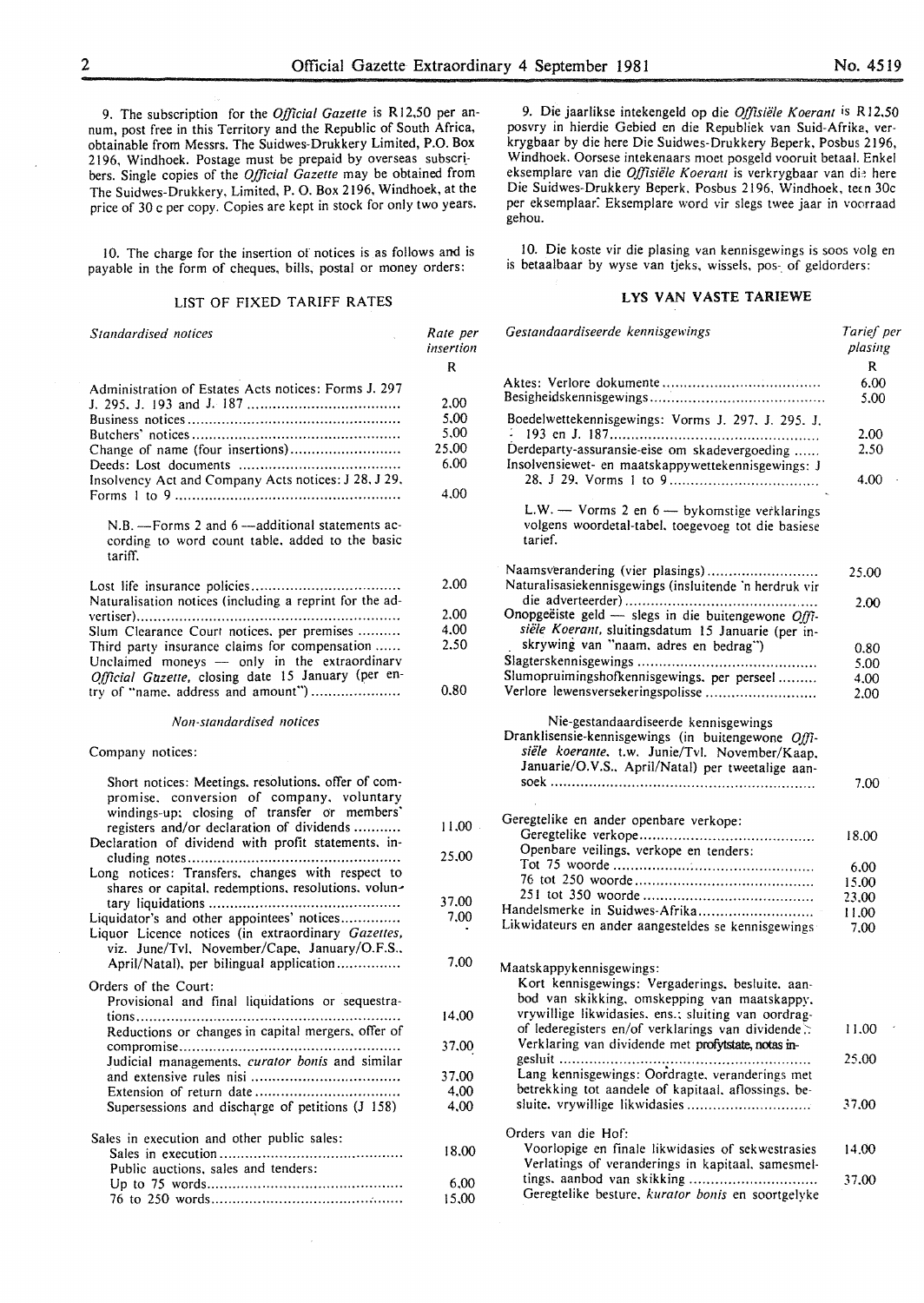9. The subscription for the *Official Gazette* is R12,50 per annum, post free in this Territory and the Republic of South Africa, obtainable from Messrs. The Suidwes-Drukkery Limited, P.O. Box 2196, Windhoek. Postage must be prepaid by overseas subscribers. Single copies of the *Official Gazette* may be obtained from The Suidwes-Drukkery, Limited, P. O. Box 2196, Windhoek, at the price of 30 c per copy. Copies are kept in stock for only two years.

10. The charge for the insertion of notices is as follows and is payable in the form of cheques, bills, postal or money orders:

## LIST OF FIXED TARIFF RATES

| *Standardised notices* | *Rate per insertion* |
|---|---|
| | R |
| Administration of Estates Acts notices: Forms J. 297 J. 295, J. 193 and J. 187 | 2,00 |
| Business notices | 5,00 |
| Butchers' notices | 5,00 |
| Change of name (four insertions) | 25,00 |
| Deeds: Lost documents | 6,00 |
| Insolvency Act and Company Acts notices: J 28, J 29, Forms 1 to 9 | 4,00 |
| N.B. —Forms 2 and 6 —additional statements according to word count table, added to the basic tariff. | |
| Lost life insurance policies | 2,00 |
| Naturalisation notices (including a reprint for the advertiser) | 2,00 |
| Slum Clearance Court notices, per premises | 4,00 |
| Third party insurance claims for compensation | 2,50 |
| Unclaimed moneys — only in the extraordinary *Official Gazette*, closing date 15 January (per entry of "name, address and amount") | 0,80 |

*Non-standardised notices*

| Company notices: | |
|---|---|
| Short notices: Meetings, resolutions, offer of compromise, conversion of company, voluntary windings-up; closing of transfer or members' registers and/or declaration of dividends | 11,00 |
| Declaration of dividend with profit statements, including notes | 25,00 |
| Long notices: Transfers, changes with respect to shares or capital, redemptions, resolutions, voluntary liquidations | 37,00 |
| Liquidator's and other appointees' notices | 7,00 |
| Liquor Licence notices (in extraordinary *Gazettes*, viz. June/Tvl, November/Cape, January/O.F.S., April/Natal), per bilingual application | 7,00 |
| Orders of the Court: | |
| Provisional and final liquidations or sequestrations | 14,00 |
| Reductions or changes in capital mergers, offer of compromise | 37,00 |
| Judicial managements, *curator bonis* and similar and extensive rules nisi | 37,00 |
| Extension of return date | 4,00 |
| Supersessions and discharge of petitions (J 158) | 4,00 |
| Sales in execution and other public sales: | |
| Sales in execution | 18,00 |
| Public auctions, sales and tenders: | |
| Up to 75 words | 6,00 |
| 76 to 250 words | 15,00 |

9. Die jaarlikse intekengeld op die *Offisiële Koerant* is R12,50 posvry in hierdie Gebied en die Republiek van Suid-Afrika, verkrygbaar by die here Die Suidwes-Drukkery Beperk, Posbus 2196, Windhoek. Oorsese intekenaars moet posgeld vooruit betaal. Enkel eksemplare van die *Offisiële Koerant* is verkrygbaar van die here Die Suidwes-Drukkery Beperk, Posbus 2196, Windhoek, teen 30c per eksemplaar. Eksemplare word vir slegs twee jaar in voorraad gehou.

10. Die koste vir die plasing van kennisgewings is soos volg en is betaalbaar by wyse van tjeks, wissels, pos- of geldorders:

## LYS VAN VASTE TARIEWE

| *Gestandaardiseerde kennisgewings* | *Tarief per plasing* |
|---|---|
| | R |
| Aktes: Verlore dokumente | 6,00 |
| Besigheidskennisgewings | 5,00 |
| Boedelwettekennisgewings: Vorms J. 297, J. 295, J. 193 en J. 187 | 2,00 |
| Derdeparty-assuransie-eise om skadevergoeding | 2,50 |
| Insolvensiewet- en maatskappywettekennisgewings: J 28, J 29, Vorms 1 to 9 | 4,00 |
| L.W. — Vorms 2 en 6 — bykomstige verklarings volgens woordetal-tabel, toegevoeg tot die basiese tarief. | |
| Naamsverandering (vier plasings) | 25,00 |
| Naturalisasiekennisgewings (insluitende 'n herdruk vir die adverteerder) | 2,00 |
| Onopgeëiste geld — slegs in die buitengewone *Offisiële Koerant*, sluitingsdatum 15 Januarie (per inskrywing van "naam, adres en bedrag") | 0,80 |
| Slagterskennisgewings | 5,00 |
| Slumopruimingshofkennisgewings, per perseel | 4,00 |
| Verlore lewensversekeringspolisse | 2,00 |

| Nie-gestandaardiseerde kennisgewings | |
|---|---|
| Dranklisensie-kennisgewings (in buitengewone *Offisiële koerante*, t.w. Junie/Tvl. November/Kaap, Januarie/O.V.S., April/Natal) per tweetalige aansoek | 7,00 |
| Geregtelike en ander openbare verkope: | |
| Geregtelike verkope | 18,00 |
| Openbare veilings, verkope en tenders: | |
| Tot 75 woorde | 6,00 |
| 76 tot 250 woorde | 15,00 |
| 251 tot 350 woorde | 23,00 |
| Handelsmerke in Suidwes-Afrika | 11,00 |
| Likwidateurs en ander aangesteldes se kennisgewings | 7,00 |
| Maatskappykennisgewings: | |
| Kort kennisgewings: Vergaderings, besluite, aanbod van skikking, omskepping van maatskappy, vrywillige likwidasies, ens.; sluiting van oordragof lederegisters en/of verklarings van dividende | 11,00 |
| Verklaring van dividende met profytstate, notas ingesluit | 25,00 |
| Lang kennisgewings: Oordragte, veranderings met betrekking tot aandele of kapitaal, aflossings, besluite, vrywillige likwidasies | 37,00 |
| Orders van die Hof: | |
| Voorlopige en finale likwidasies of sekwestrasies | 14,00 |
| Verlatings of veranderings in kapitaal, samesmeltings, aanbod van skikking | 37,00 |
| Geregtelike besture, *kurator bonis* en soortgelyke | |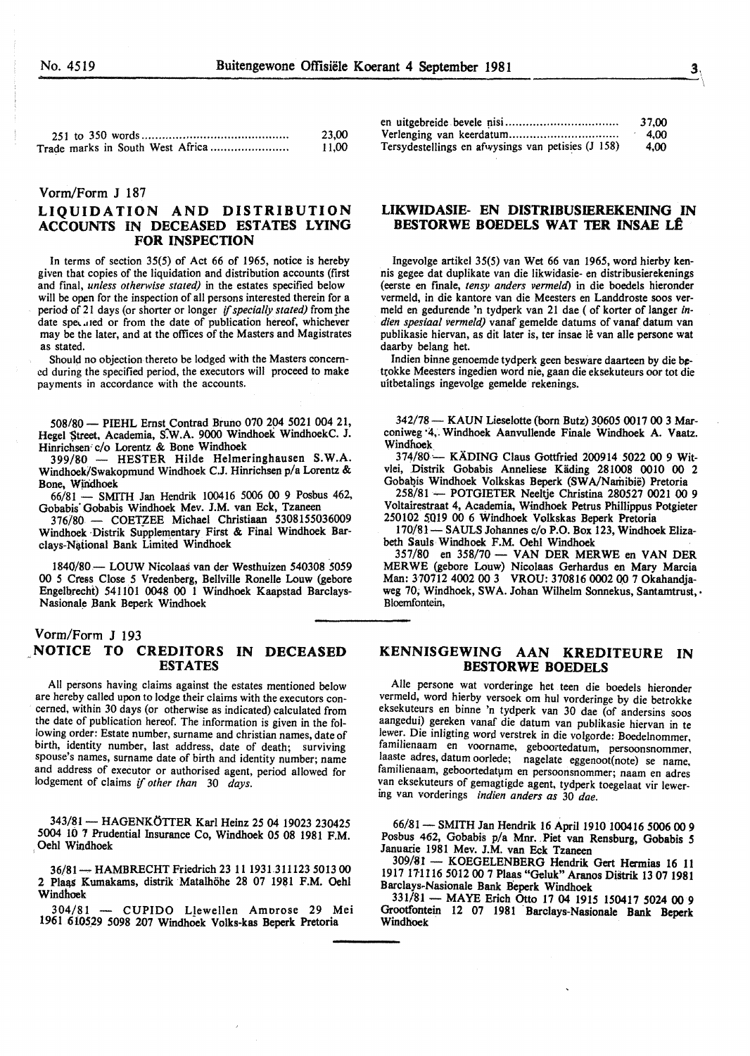| | |
|---|---|
| 251 to 350 words | 23,00 |
| Trade marks in South West Africa | 11,00 |

| | |
|---|---|
| en uitgebreide bevele nisi | 37,00 |
| Verlenging van keerdatum | 4,00 |
| Tersydestellings en afwysings van petisies (J 158) | 4,00 |

Vorm/Form J 187

## LIQUIDATION AND DISTRIBUTION ACCOUNTS IN DECEASED ESTATES LYING FOR INSPECTION

In terms of section 35(5) of Act 66 of 1965, notice is hereby given that copies of the liquidation and distribution accounts (first and final, *unless otherwise stated*) in the estates specified below will be open for the inspection of all persons interested therein for a period of 21 days (or shorter or longer *if specially stated*) from the date specified or from the date of publication hereof, whichever may be the later, and at the offices of the Masters and Magistrates as stated.

Should no objection thereto be lodged with the Masters concerned during the specified period, the executors will proceed to make payments in accordance with the accounts.

508/80 — PIEHL Ernst Contrad Bruno 070 204 5021 004 21, Hegel Street, Academia, S.W.A. 9000 Windhoek WindhoekC. J. Hinrichsen c/o Lorentz & Bone Windhoek

399/80 — HESTER Hilde Helmeringhausen S.W.A. Windhoek/Swakopmund Windhoek C.J. Hinrichsen p/a Lorentz & Bone, Windhoek

66/81 — SMITH Jan Hendrik 100416 5006 00 9 Posbus 462, Gobabis Gobabis Windhoek Mev. J.M. van Eck, Tzaneen

376/80 — COETZEE Michael Christiaan 5308155036009 Windhoek Distrik Supplementary First & Final Windhoek Barclays-National Bank Limited Windhoek

1840/80 — LOUW Nicolaas van der Westhuizen 540308 5059 00 5 Cress Close 5 Vredenberg, Bellville Ronelle Louw (gebore Engelbrecht) 541101 0048 00 1 Windhoek Kaapstad Barclays-Nasionale Bank Beperk Windhoek

## LIKWIDASIE- EN DISTRIBUSIEREKENING IN BESTORWE BOEDELS WAT TER INSAE LÊ

Ingevolge artikel 35(5) van Wet 66 van 1965, word hierby kennis gegee dat duplikate van die likwidasie- en distribusierekenings (eerste en finale, *tensy anders vermeld*) in die boedels hieronder vermeld, in die kantore van die Meesters en Landdroste soos vermeld en gedurende 'n tydperk van 21 dae (of korter of langer *indien spesiaal vermeld*) vanaf gemelde datums of vanaf datum van publikasie hiervan, as dit later is, ter insae lê van alle persone wat daarby belang het.

Indien binne genoemde tydperk geen besware daarteen by die betrokke Meesters ingedien word nie, gaan die eksekuteurs oor tot die uitbetalings ingevolge gemelde rekenings.

342/78 — KAUN Lieselotte (born Butz) 30605 0017 00 3 Marconiweg 4, Windhoek Aanvullende Finale Windhoek A. Vaatz. Windhoek

374/80 — KÄDING Claus Gottfried 200914 5022 00 9 Witvlei, Distrik Gobabis Anneliese Käding 281008 0010 00 2 Gobabis Windhoek Volkskas Beperk (SWA/Namibië) Pretoria

258/81 — POTGIETER Neeltje Christina 280527 0021 00 9 Voltairestraat 4, Academia, Windhoek Petrus Phillippus Potgieter 250102 5019 00 6 Windhoek Volkskas Beperk Pretoria

170/81 — SAULS Johannes c/o P.O. Box 123, Windhoek Elizabeth Sauls Windhoek F.M. Oehl Windhoek

357/80 en 358/70 — VAN DER MERWE en VAN DER MERWE (gebore Louw) Nicolaas Gerhardus en Mary Marcia Man: 370712 4002 00 3 VROU: 370816 0002 00 7 Okahandjaweg 70, Windhoek, SWA. Johan Wilhelm Sonnekus, Santamtrust, Bloemfontein,

Vorm/Form J 193

## NOTICE TO CREDITORS IN DECEASED ESTATES

All persons having claims against the estates mentioned below are hereby called upon to lodge their claims with the executors concerned, within 30 days (or otherwise as indicated) calculated from the date of publication hereof. The information is given in the following order: Estate number, surname and christian names, date of birth, identity number, last address, date of death; surviving spouse's names, surname date of birth and identity number; name and address of executor or authorised agent, period allowed for lodgement of claims *if other than 30 days.*

343/81 — HAGENKÖTTER Karl Heinz 25 04 19023 230425 5004 10 7 Prudential Insurance Co, Windhoek 05 08 1981 F.M. Oehl Windhoek

36/81 — HAMBRECHT Friedrich 23 11 1931 311123 5013 00 2 Plaas Kumakams, distrik Matalhöhe 28 07 1981 F.M. Oehl Windhoek

304/81 — CUPIDO Llewellen Amorose 29 Mei 1961 610529 5098 207 Windhoek Volks-kas Beperk Pretoria

## KENNISGEWING AAN KREDITEURE IN BESTORWE BOEDELS

Alle persone wat vorderinge het teen die boedels hieronder vermeld, word hierby versoek om hul vorderinge by die betrokke eksekuteurs en binne 'n tydperk van 30 dae (of andersins soos aangedui) gereken vanaf die datum van publikasie hiervan in te lewer. Die inligting word verstrek in die volgorde: Boedelnommer, familienaam en voorname, geboortedatum, persoonsnommer, laaste adres, datum oorlede; nagelate eggenoot(note) se name, familienaam, geboortedatum en persoonsnommer; naam en adres van eksekuteurs of gemagtigde agent, tydperk toegelaat vir lewering van vorderings *indien anders as 30 dae.*

66/81 — SMITH Jan Hendrik 16 April 1910 100416 5006 00 9 Posbus 462, Gobabis p/a Mnr. Piet van Rensburg, Gobabis 5 Januarie 1981 Mev. J.M. van Eck Tzaneen

309/81 — KOEGELENBERG Hendrik Gert Hermias 16 11 1917 171116 5012 00 7 Plaas "Geluk" Aranos Distrik 13 07 1981 Barclays-Nasionale Bank Beperk Windhoek

331/81 — MAYE Erich Otto 17 04 1915 150417 5024 00 9 Grootfontein 12 07 1981 Barclays-Nasionale Bank Beperk Windhoek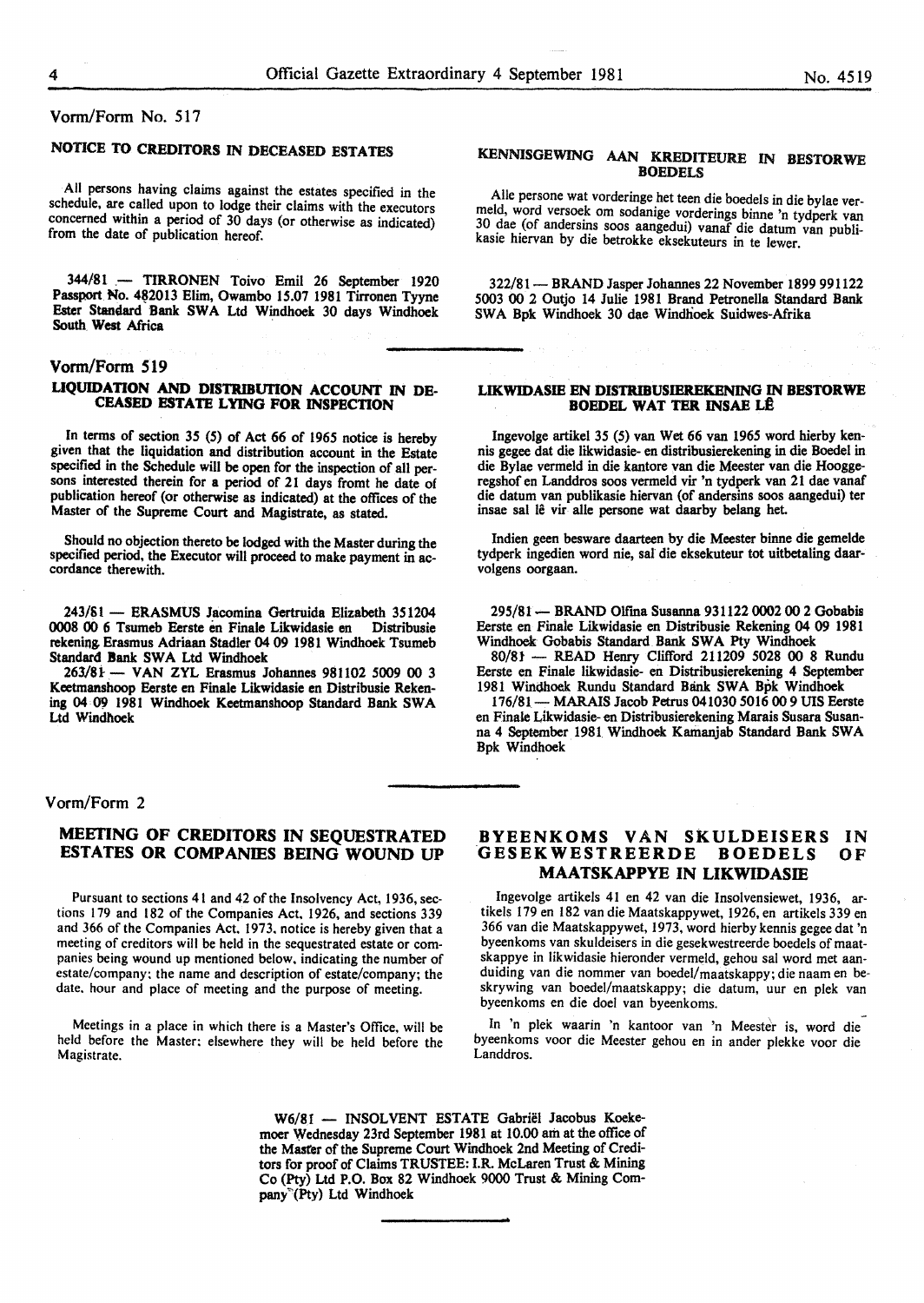Vorm/Form No. 517

## NOTICE TO CREDITORS IN DECEASED ESTATES

All persons having claims against the estates specified in the schedule, are called upon to lodge their claims with the executors concerned within a period of 30 days (or otherwise as indicated) from the date of publication hereof.

344/81 — TIRRONEN Toivo Emil 26 September 1920 Passport No. 482013 Elim, Owambo 15.07 1981 Tirronen Tyyne Ester Standard Bank SWA Ltd Windhoek 30 days Windhoek South West Africa

## KENNISGEWING AAN KREDITEURE IN BESTORWE BOEDELS

Alle persone wat vorderinge het teen die boedels in die bylae vermeld, word versoek om sodanige vorderings binne 'n tydperk van 30 dae (of andersins soos aangedui) vanaf die datum van publikasie hiervan by die betrokke eksekuteurs in te lewer.

322/81 — BRAND Jasper Johannes 22 November 1899 991122 5003 00 2 Outjo 14 Julie 1981 Brand Petronella Standard Bank SWA Bpk Windhoek 30 dae Windhoek Suidwes-Afrika

Vorm/Form 519

## LIQUIDATION AND DISTRIBUTION ACCOUNT IN DECEASED ESTATE LYING FOR INSPECTION

In terms of section 35 (5) of Act 66 of 1965 notice is hereby given that the liquidation and distribution account in the Estate specified in the Schedule will be open for the inspection of all persons interested therein for a period of 21 days fromt he date of publication hereof (or otherwise as indicated) at the offices of the Master of the Supreme Court and Magistrate, as stated.

Should no objection thereto be lodged with the Master during the specified period, the Executor will proceed to make payment in accordance therewith.

243/81 — ERASMUS Jacomina Gertruida Elizabeth 351204 0008 00 6 Tsumeb Eerste en Finale Likwidasie en Distribusie rekening Erasmus Adriaan Stadler 04 09 1981 Windhoek Tsumeb Standard Bank SWA Ltd Windhoek

263/81 — VAN ZYL Erasmus Johannes 981102 5009 00 3 Keetmanshoop Eerste en Finale Likwidasie en Distribusie Rekening 04 09 1981 Windhoek Keetmanshoop Standard Bank SWA Ltd Windhoek

## LIKWIDASIE EN DISTRIBUSIEREKENING IN BESTORWE BOEDEL WAT TER INSAE LÊ

Ingevolge artikel 35 (5) van Wet 66 van 1965 word hierby kennis gegee dat die likwidasie- en distribusierekening in die Boedel in die Bylae vermeld in die kantore van die Meester van die Hooggeregshof en Landdros soos vermeld vir 'n tydperk van 21 dae vanaf die datum van publikasie hiervan (of andersins soos aangedui) ter insae sal lê vir alle persone wat daarby belang het.

Indien geen besware daarteen by die Meester binne die gemelde tydperk ingedien word nie, sal die eksekuteur tot uitbetaling daarvolgens oorgaan.

295/81 — BRAND Olfina Susanna 931122 0002 00 2 Gobabis Eerste en Finale Likwidasie en Distribusie Rekening 04 09 1981 Windhoek Gobabis Standard Bank SWA Pty Windhoek

80/81 — READ Henry Clifford 211209 5028 00 8 Rundu Eerste en Finale likwidasie- en Distribusierekening 4 September 1981 Windhoek Rundu Standard Bank SWA Bpk Windhoek

176/81 — MARAIS Jacob Petrus 041030 5016 00 9 UIS Eerste en Finale Likwidasie- en Distribusierekening Marais Susara Susanna 4 September 1981 Windhoek Kamanjab Standard Bank SWA Bpk Windhoek

Vorm/Form 2

## MEETING OF CREDITORS IN SEQUESTRATED ESTATES OR COMPANIES BEING WOUND UP

Pursuant to sections 41 and 42 of the Insolvency Act, 1936, sections 179 and 182 of the Companies Act, 1926, and sections 339 and 366 of the Companies Act, 1973, notice is hereby given that a meeting of creditors will be held in the sequestrated estate or companies being wound up mentioned below, indicating the number of estate/company; the name and description of estate/company; the date, hour and place of meeting and the purpose of meeting.

Meetings in a place in which there is a Master's Office, will be held before the Master; elsewhere they will be held before the Magistrate.

## BYEENKOMS VAN SKULDEISERS IN GESEKWESTREERDE BOEDELS OF MAATSKAPPYE IN LIKWIDASIE

Ingevolge artikels 41 en 42 van die Insolvensiewet, 1936, artikels 179 en 182 van die Maatskappywet, 1926, en artikels 339 en 366 van die Maatskappywet, 1973, word hierby kennis gegee dat 'n byeenkoms van skuldeisers in die gesekwestreerde boedels of maatskappye in likwidasie hieronder vermeld, gehou sal word met aanduiding van die nommer van boedel/maatskappy; die naam en beskrywing van boedel/maatskappy; die datum, uur en plek van byeenkoms en die doel van byeenkoms.

In 'n plek waarin 'n kantoor van 'n Meester is, word die byeenkoms voor die Meester gehou en in ander plekke voor die Landdros.

W6/81 — INSOLVENT ESTATE Gabriël Jacobus Koekemoer Wednesday 23rd September 1981 at 10.00 am at the office of the Master of the Supreme Court Windhoek 2nd Meeting of Creditors for proof of Claims TRUSTEE: I.R. McLaren Trust & Mining Co (Pty) Ltd P.O. Box 82 Windhoek 9000 Trust & Mining Company (Pty) Ltd Windhoek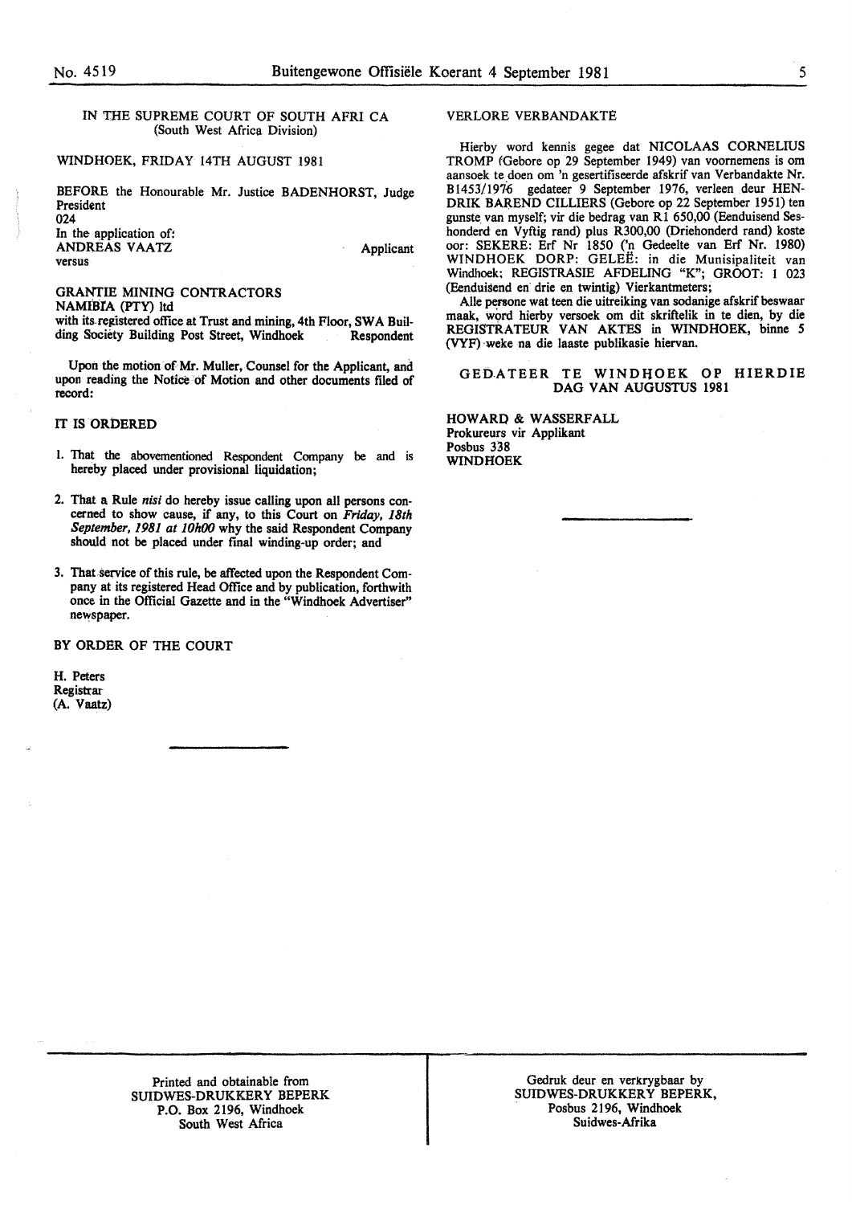IN THE SUPREME COURT OF SOUTH AFRI CA
(South West Africa Division)

WINDHOEK, FRIDAY 14TH AUGUST 1981

BEFORE the Honourable Mr. Justice BADENHORST, Judge President
024
In the application of:
ANDREAS VAATZ — Applicant
versus

GRANTIE MINING CONTRACTORS NAMIBIA (PTY) ltd
with its registered office at Trust and mining, 4th Floor, SWA Building Society Building Post Street, Windhoek — Respondent

Upon the motion of Mr. Muller, Counsel for the Applicant, and upon reading the Notice of Motion and other documents filed of record:

IT IS ORDERED

1. That the abovementioned Respondent Company be and is hereby placed under provisional liquidation;

2. That a Rule *nisi* do hereby issue calling upon all persons concerned to show cause, if any, to this Court on *Friday, 18th September, 1981 at 10h00* why the said Respondent Company should not be placed under final winding-up order; and

3. That service of this rule, be affected upon the Respondent Company at its registered Head Office and by publication, forthwith once in the Official Gazette and in the "Windhoek Advertiser" newspaper.

BY ORDER OF THE COURT

H. Peters
Registrar
(A. Vaatz)

---

VERLORE VERBANDAKTE

Hierby word kennis gegee dat NICOLAAS CORNELIUS TROMP (Gebore op 29 September 1949) van voornemens is om aansoek te doen om 'n gesertifiseerde afskrif van Verbandakte Nr. B1453/1976 gedateer 9 September 1976, verleen deur HENDRIK BAREND CILLIERS (Gebore op 22 September 1951) ten gunste van myself; vir die bedrag van R1 650,00 (Eenduisend Seshonderd en Vyftig rand) plus R300,00 (Driehonderd rand) koste oor: SEKERE: Erf Nr 1850 ('n Gedeelte van Erf Nr. 1980) WINDHOEK DORP: GELEË: in die Munisipaliteit van Windhoek; REGISTRASIE AFDELING "K"; GROOT: 1 023 (Eenduisend en drie en twintig) Vierkantmeters;

Alle persone wat teen die uitreiking van sodanige afskrif beswaar maak, word hierby versoek om dit skriftelik in te dien, by die REGISTRATEUR VAN AKTES in WINDHOEK, binne 5 (VYF) weke na die laaste publikasie hiervan.

GEDATEER TE WINDHOEK OP HIERDIE DAG VAN AUGUSTUS 1981

HOWARD & WASSERFALL
Prokureurs vir Applikant
Posbus 338
WINDHOEK

---

Printed and obtainable from
SUIDWES-DRUKKERY BEPERK
P.O. Box 2196, Windhoek
South West Africa

Gedruk deur en verkrygbaar by
SUIDWES-DRUKKERY BEPERK,
Posbus 2196, Windhoek
Suidwes-Afrika